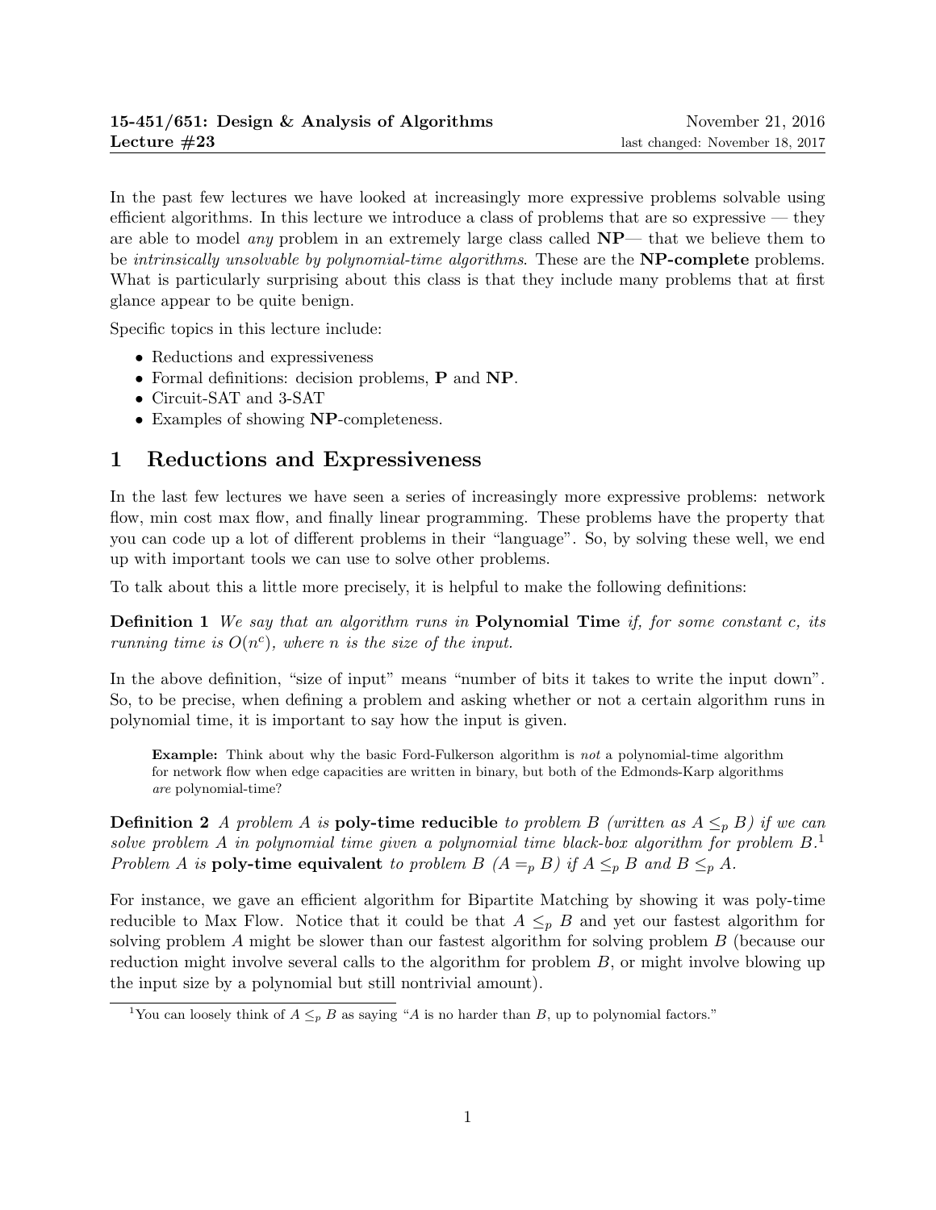**15-451/651: Design & Analysis of Algorithms** November 21, 2016
**Lecture #23** last changed: November 18, 2017

In the past few lectures we have looked at increasingly more expressive problems solvable using efficient algorithms. In this lecture we introduce a class of problems that are so expressive — they are able to model *any* problem in an extremely large class called **NP**— that we believe them to be *intrinsically unsolvable by polynomial-time algorithms*. These are the **NP-complete** problems. What is particularly surprising about this class is that they include many problems that at first glance appear to be quite benign.

Specific topics in this lecture include:

- Reductions and expressiveness
- Formal definitions: decision problems, **P** and **NP**.
- Circuit-SAT and 3-SAT
- Examples of showing **NP**-completeness.

# 1 Reductions and Expressiveness

In the last few lectures we have seen a series of increasingly more expressive problems: network flow, min cost max flow, and finally linear programming. These problems have the property that you can code up a lot of different problems in their "language". So, by solving these well, we end up with important tools we can use to solve other problems.

To talk about this a little more precisely, it is helpful to make the following definitions:

**Definition 1** *We say that an algorithm runs in* **Polynomial Time** *if, for some constant c, its running time is $O(n^c)$, where n is the size of the input.*

In the above definition, "size of input" means "number of bits it takes to write the input down". So, to be precise, when defining a problem and asking whether or not a certain algorithm runs in polynomial time, it is important to say how the input is given.

> **Example:** Think about why the basic Ford-Fulkerson algorithm is *not* a polynomial-time algorithm for network flow when edge capacities are written in binary, but both of the Edmonds-Karp algorithms *are* polynomial-time?

**Definition 2** *A problem A is* **poly-time reducible** *to problem B (written as $A \leq_p B$) if we can solve problem A in polynomial time given a polynomial time black-box algorithm for problem B.*[1] *Problem A is* **poly-time equivalent** *to problem B ($A =_p B$) if $A \leq_p B$ and $B \leq_p A$.*

For instance, we gave an efficient algorithm for Bipartite Matching by showing it was poly-time reducible to Max Flow. Notice that it could be that $A \leq_p B$ and yet our fastest algorithm for solving problem $A$ might be slower than our fastest algorithm for solving problem $B$ (because our reduction might involve several calls to the algorithm for problem $B$, or might involve blowing up the input size by a polynomial but still nontrivial amount).

[1] You can loosely think of $A \leq_p B$ as saying "$A$ is no harder than $B$, up to polynomial factors."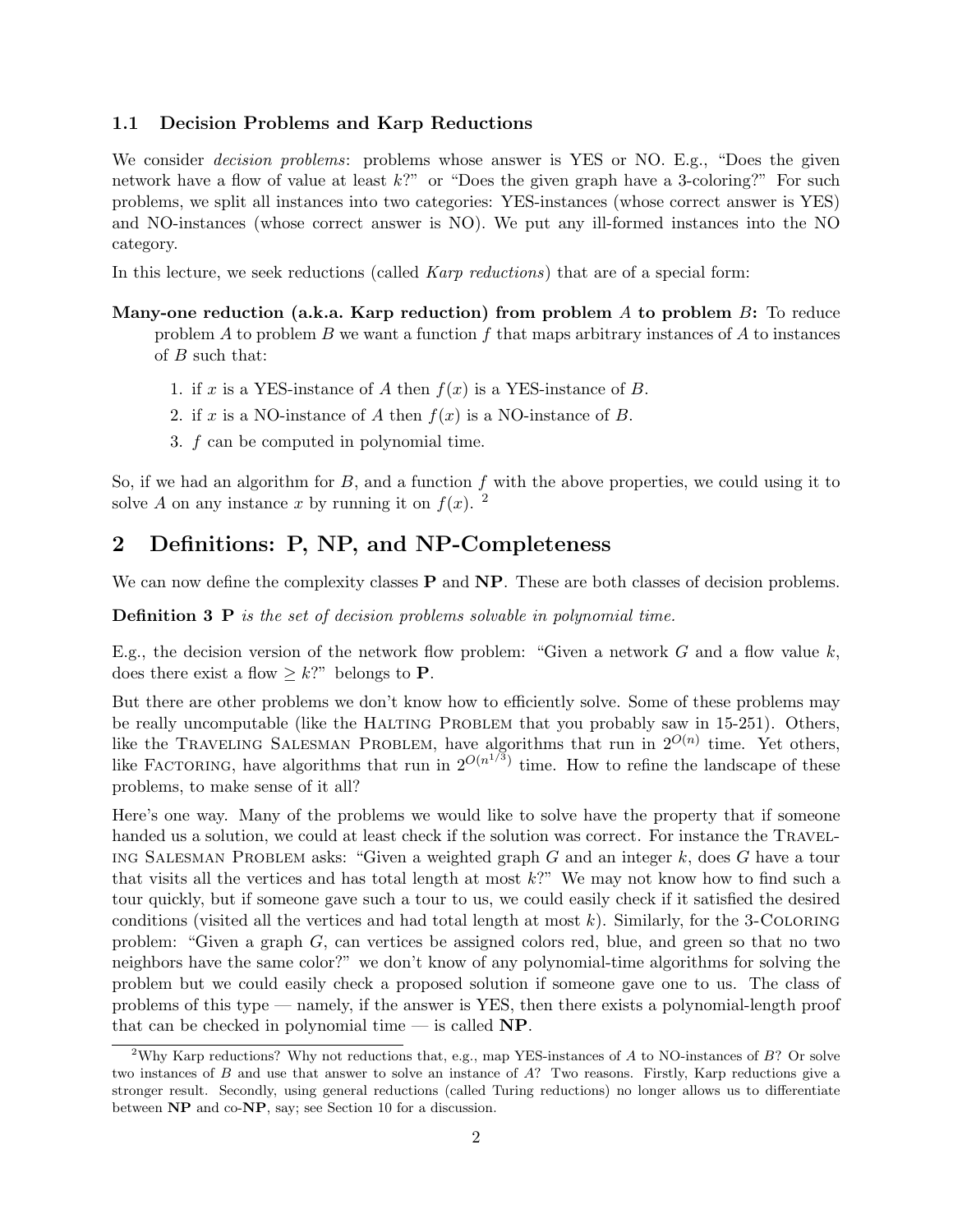### 1.1 Decision Problems and Karp Reductions

We consider *decision problems*: problems whose answer is YES or NO. E.g., "Does the given network have a flow of value at least $k$?" or "Does the given graph have a 3-coloring?" For such problems, we split all instances into two categories: YES-instances (whose correct answer is YES) and NO-instances (whose correct answer is NO). We put any ill-formed instances into the NO category.

In this lecture, we seek reductions (called *Karp reductions*) that are of a special form:

**Many-one reduction (a.k.a. Karp reduction) from problem $A$ to problem $B$:** To reduce problem $A$ to problem $B$ we want a function $f$ that maps arbitrary instances of $A$ to instances of $B$ such that:

1. if $x$ is a YES-instance of $A$ then $f(x)$ is a YES-instance of $B$.
2. if $x$ is a NO-instance of $A$ then $f(x)$ is a NO-instance of $B$.
3. $f$ can be computed in polynomial time.

So, if we had an algorithm for $B$, and a function $f$ with the above properties, we could using it to solve $A$ on any instance $x$ by running it on $f(x)$. [2]

## 2 Definitions: P, NP, and NP-Completeness

We can now define the complexity classes **P** and **NP**. These are both classes of decision problems.

**Definition 3** **P** *is the set of decision problems solvable in polynomial time.*

E.g., the decision version of the network flow problem: "Given a network $G$ and a flow value $k$, does there exist a flow $\geq k$?" belongs to **P**.

But there are other problems we don't know how to efficiently solve. Some of these problems may be really uncomputable (like the Halting Problem that you probably saw in 15-251). Others, like the Traveling Salesman Problem, have algorithms that run in $2^{O(n)}$ time. Yet others, like Factoring, have algorithms that run in $2^{O(n^{1/3})}$ time. How to refine the landscape of these problems, to make sense of it all?

Here's one way. Many of the problems we would like to solve have the property that if someone handed us a solution, we could at least check if the solution was correct. For instance the Traveling Salesman Problem asks: "Given a weighted graph $G$ and an integer $k$, does $G$ have a tour that visits all the vertices and has total length at most $k$?" We may not know how to find such a tour quickly, but if someone gave such a tour to us, we could easily check if it satisfied the desired conditions (visited all the vertices and had total length at most $k$). Similarly, for the 3-Coloring problem: "Given a graph $G$, can vertices be assigned colors red, blue, and green so that no two neighbors have the same color?" we don't know of any polynomial-time algorithms for solving the problem but we could easily check a proposed solution if someone gave one to us. The class of problems of this type — namely, if the answer is YES, then there exists a polynomial-length proof that can be checked in polynomial time — is called **NP**.

[2] Why Karp reductions? Why not reductions that, e.g., map YES-instances of $A$ to NO-instances of $B$? Or solve two instances of $B$ and use that answer to solve an instance of $A$? Two reasons. Firstly, Karp reductions give a stronger result. Secondly, using general reductions (called Turing reductions) no longer allows us to differentiate between **NP** and co-**NP**, say; see Section 10 for a discussion.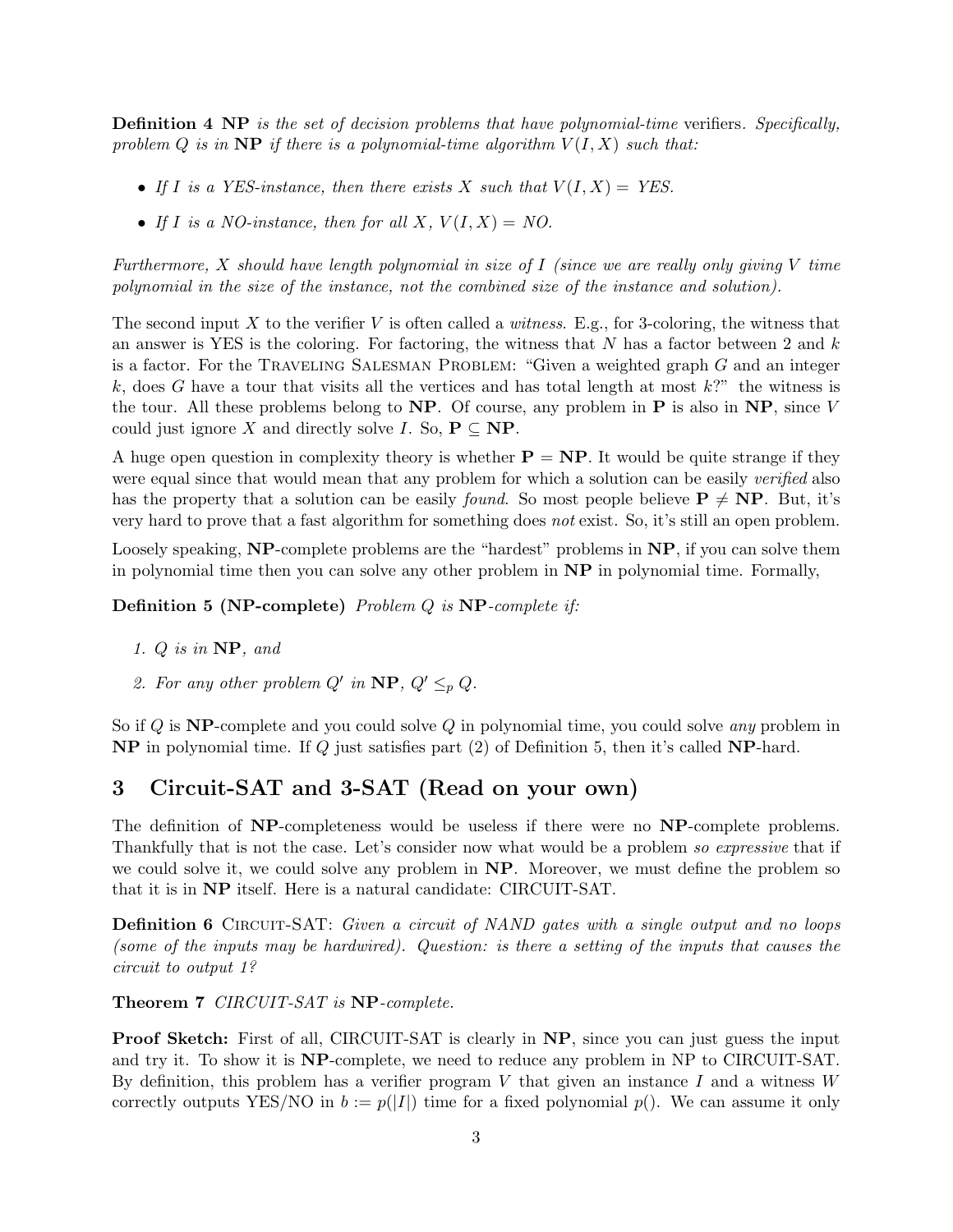**Definition 4** **NP** *is the set of decision problems that have polynomial-time* verifiers*. Specifically, problem $Q$ is in* **NP** *if there is a polynomial-time algorithm $V(I, X)$ such that:*

- *If $I$ is a YES-instance, then there exists $X$ such that $V(I, X) =$ YES.*
- *If $I$ is a NO-instance, then for all $X$, $V(I, X) =$ NO.*

*Furthermore, $X$ should have length polynomial in size of $I$ (since we are really only giving $V$ time polynomial in the size of the instance, not the combined size of the instance and solution).*

The second input $X$ to the verifier $V$ is often called a *witness*. E.g., for 3-coloring, the witness that an answer is YES is the coloring. For factoring, the witness that $N$ has a factor between 2 and $k$ is a factor. For the Traveling Salesman Problem: "Given a weighted graph $G$ and an integer $k$, does $G$ have a tour that visits all the vertices and has total length at most $k$?" the witness is the tour. All these problems belong to **NP**. Of course, any problem in **P** is also in **NP**, since $V$ could just ignore $X$ and directly solve $I$. So, $\mathbf{P} \subseteq \mathbf{NP}$.

A huge open question in complexity theory is whether $\mathbf{P} = \mathbf{NP}$. It would be quite strange if they were equal since that would mean that any problem for which a solution can be easily *verified* also has the property that a solution can be easily *found*. So most people believe $\mathbf{P} \neq \mathbf{NP}$. But, it's very hard to prove that a fast algorithm for something does *not* exist. So, it's still an open problem.

Loosely speaking, **NP**-complete problems are the "hardest" problems in **NP**, if you can solve them in polynomial time then you can solve any other problem in **NP** in polynomial time. Formally,

**Definition 5 (NP-complete)** *Problem $Q$ is* **NP***-complete if:*

1. *$Q$ is in* **NP***, and*
2. *For any other problem $Q'$ in* **NP***, $Q' \leq_p Q$.*

So if $Q$ is **NP**-complete and you could solve $Q$ in polynomial time, you could solve *any* problem in **NP** in polynomial time. If $Q$ just satisfies part (2) of Definition 5, then it's called **NP**-hard.

## 3 Circuit-SAT and 3-SAT (Read on your own)

The definition of **NP**-completeness would be useless if there were no **NP**-complete problems. Thankfully that is not the case. Let's consider now what would be a problem *so expressive* that if we could solve it, we could solve any problem in **NP**. Moreover, we must define the problem so that it is in **NP** itself. Here is a natural candidate: CIRCUIT-SAT.

**Definition 6** Circuit-SAT: *Given a circuit of NAND gates with a single output and no loops (some of the inputs may be hardwired). Question: is there a setting of the inputs that causes the circuit to output 1?*

**Theorem 7** *CIRCUIT-SAT is* **NP***-complete.*

**Proof Sketch:** First of all, CIRCUIT-SAT is clearly in **NP**, since you can just guess the input and try it. To show it is **NP**-complete, we need to reduce any problem in NP to CIRCUIT-SAT. By definition, this problem has a verifier program $V$ that given an instance $I$ and a witness $W$ correctly outputs YES/NO in $b := p(|I|)$ time for a fixed polynomial $p()$. We can assume it only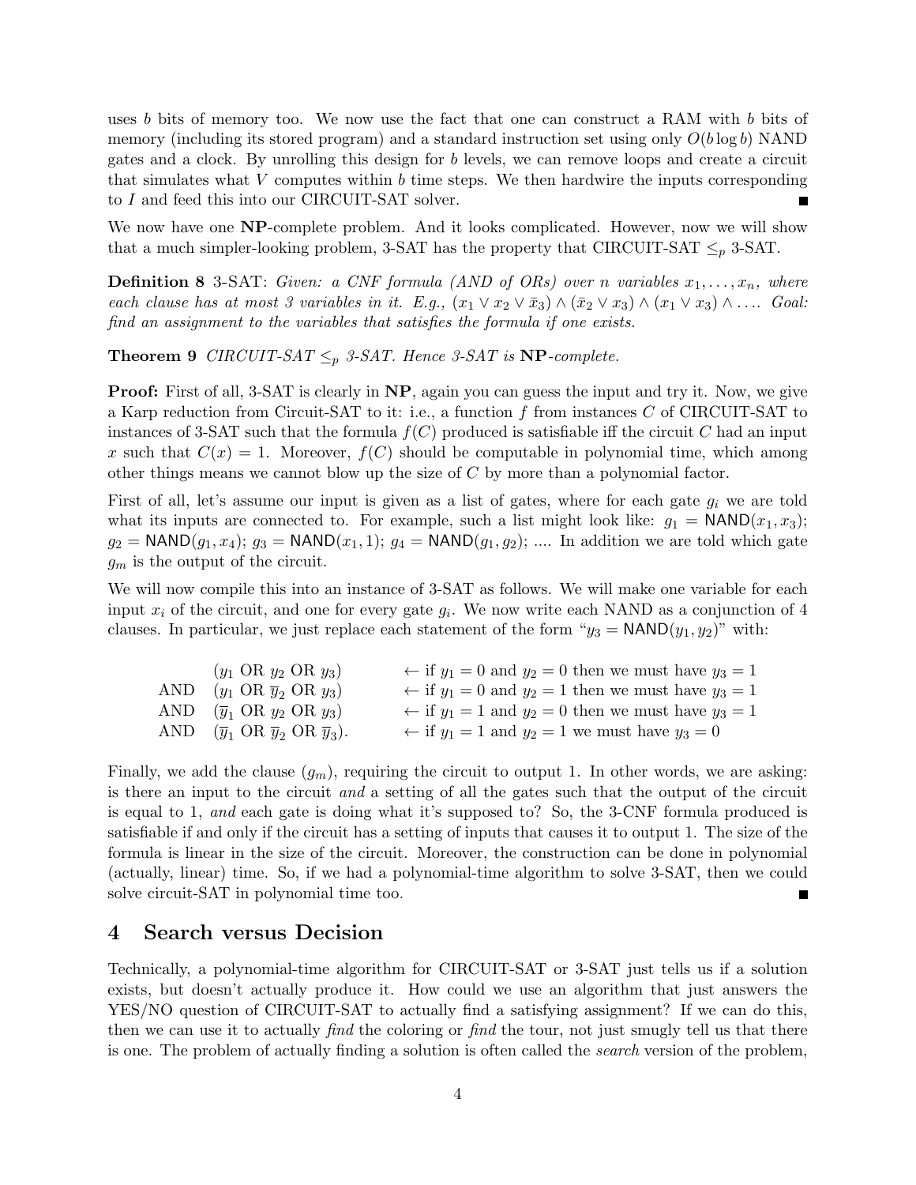uses $b$ bits of memory too. We now use the fact that one can construct a RAM with $b$ bits of memory (including its stored program) and a standard instruction set using only $O(b \log b)$ NAND gates and a clock. By unrolling this design for $b$ levels, we can remove loops and create a circuit that simulates what $V$ computes within $b$ time steps. We then hardwire the inputs corresponding to $I$ and feed this into our CIRCUIT-SAT solver. ∎

We now have one **NP**-complete problem. And it looks complicated. However, now we will show that a much simpler-looking problem, 3-SAT has the property that CIRCUIT-SAT $\leq_p$ 3-SAT.

**Definition 8** 3-SAT: *Given: a CNF formula (AND of ORs) over $n$ variables $x_1, \ldots, x_n$, where each clause has at most 3 variables in it. E.g., $(x_1 \vee x_2 \vee \bar{x}_3) \wedge (\bar{x}_2 \vee x_3) \wedge (x_1 \vee x_3) \wedge \ldots$. Goal: find an assignment to the variables that satisfies the formula if one exists.*

**Theorem 9** *CIRCUIT-SAT $\leq_p$ 3-SAT. Hence 3-SAT is* **NP***-complete.*

**Proof:** First of all, 3-SAT is clearly in **NP**, again you can guess the input and try it. Now, we give a Karp reduction from Circuit-SAT to it: i.e., a function $f$ from instances $C$ of CIRCUIT-SAT to instances of 3-SAT such that the formula $f(C)$ produced is satisfiable iff the circuit $C$ had an input $x$ such that $C(x) = 1$. Moreover, $f(C)$ should be computable in polynomial time, which among other things means we cannot blow up the size of $C$ by more than a polynomial factor.

First of all, let's assume our input is given as a list of gates, where for each gate $g_i$ we are told what its inputs are connected to. For example, such a list might look like: $g_1 = \mathsf{NAND}(x_1, x_3)$; $g_2 = \mathsf{NAND}(g_1, x_4)$; $g_3 = \mathsf{NAND}(x_1, 1)$; $g_4 = \mathsf{NAND}(g_1, g_2)$; .... In addition we are told which gate $g_m$ is the output of the circuit.

We will now compile this into an instance of 3-SAT as follows. We will make one variable for each input $x_i$ of the circuit, and one for every gate $g_i$. We now write each NAND as a conjunction of 4 clauses. In particular, we just replace each statement of the form "$y_3 = \mathsf{NAND}(y_1, y_2)$" with:

| | | |
|---|---|---|
| | $(y_1$ OR $y_2$ OR $y_3)$ | ← if $y_1 = 0$ and $y_2 = 0$ then we must have $y_3 = 1$ |
| AND | $(y_1$ OR $\overline{y}_2$ OR $y_3)$ | ← if $y_1 = 0$ and $y_2 = 1$ then we must have $y_3 = 1$ |
| AND | $(\overline{y}_1$ OR $y_2$ OR $y_3)$ | ← if $y_1 = 1$ and $y_2 = 0$ then we must have $y_3 = 1$ |
| AND | $(\overline{y}_1$ OR $\overline{y}_2$ OR $\overline{y}_3)$. | ← if $y_1 = 1$ and $y_2 = 1$ we must have $y_3 = 0$ |

Finally, we add the clause $(g_m)$, requiring the circuit to output 1. In other words, we are asking: is there an input to the circuit *and* a setting of all the gates such that the output of the circuit is equal to 1, *and* each gate is doing what it's supposed to? So, the 3-CNF formula produced is satisfiable if and only if the circuit has a setting of inputs that causes it to output 1. The size of the formula is linear in the size of the circuit. Moreover, the construction can be done in polynomial (actually, linear) time. So, if we had a polynomial-time algorithm to solve 3-SAT, then we could solve circuit-SAT in polynomial time too. ∎

## 4 Search versus Decision

Technically, a polynomial-time algorithm for CIRCUIT-SAT or 3-SAT just tells us if a solution exists, but doesn't actually produce it. How could we use an algorithm that just answers the YES/NO question of CIRCUIT-SAT to actually find a satisfying assignment? If we can do this, then we can use it to actually *find* the coloring or *find* the tour, not just smugly tell us that there is one. The problem of actually finding a solution is often called the *search* version of the problem,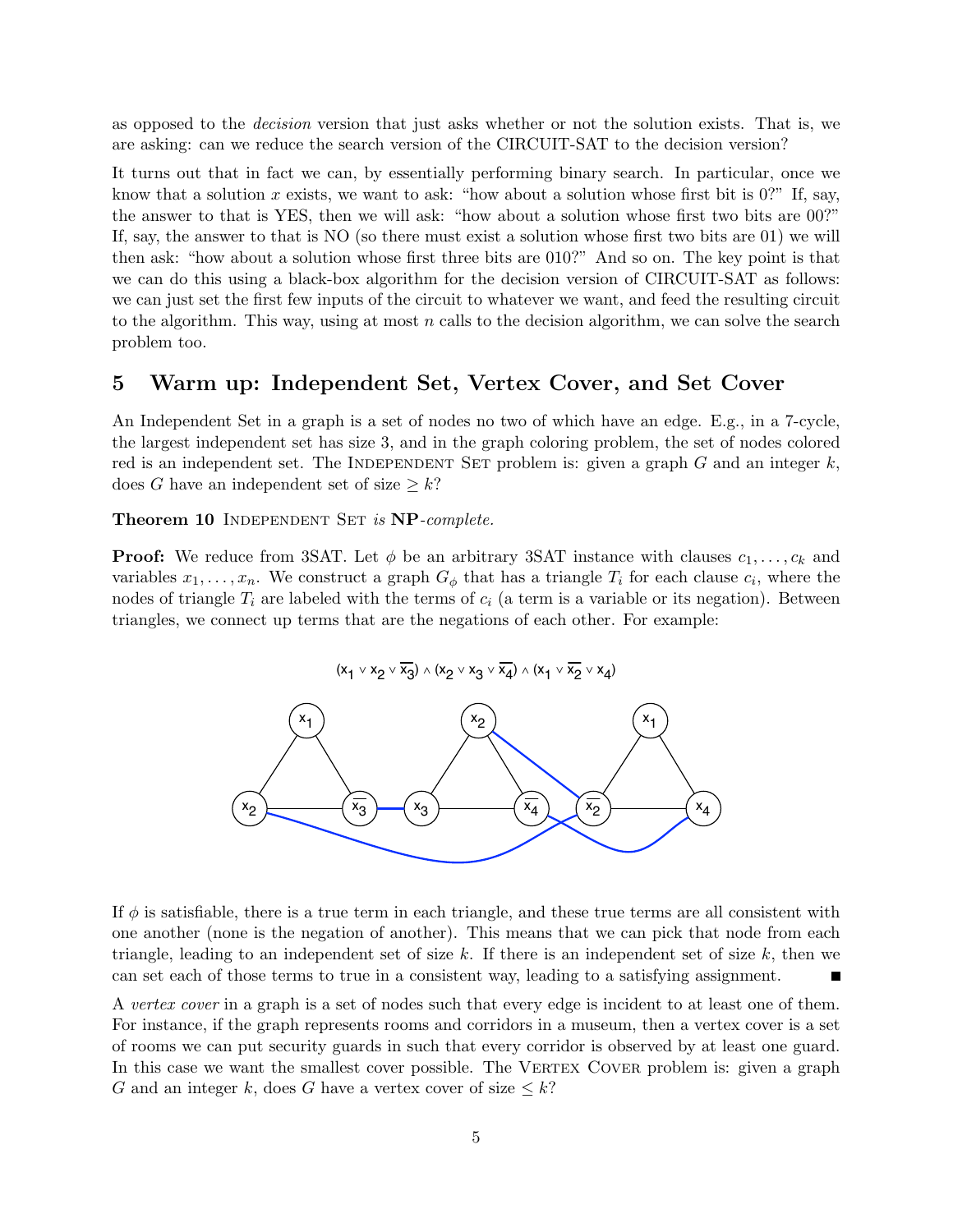as opposed to the *decision* version that just asks whether or not the solution exists. That is, we are asking: can we reduce the search version of the CIRCUIT-SAT to the decision version?

It turns out that in fact we can, by essentially performing binary search. In particular, once we know that a solution $x$ exists, we want to ask: "how about a solution whose first bit is 0?" If, say, the answer to that is YES, then we will ask: "how about a solution whose first two bits are 00?" If, say, the answer to that is NO (so there must exist a solution whose first two bits are 01) we will then ask: "how about a solution whose first three bits are 010?" And so on. The key point is that we can do this using a black-box algorithm for the decision version of CIRCUIT-SAT as follows: we can just set the first few inputs of the circuit to whatever we want, and feed the resulting circuit to the algorithm. This way, using at most $n$ calls to the decision algorithm, we can solve the search problem too.

## 5 Warm up: Independent Set, Vertex Cover, and Set Cover

An Independent Set in a graph is a set of nodes no two of which have an edge. E.g., in a 7-cycle, the largest independent set has size 3, and in the graph coloring problem, the set of nodes colored red is an independent set. The INDEPENDENT SET problem is: given a graph $G$ and an integer $k$, does $G$ have an independent set of size $\geq k$?

**Theorem 10** INDEPENDENT SET *is* **NP**-*complete.*

**Proof:** We reduce from 3SAT. Let $\phi$ be an arbitrary 3SAT instance with clauses $c_1, \ldots, c_k$ and variables $x_1, \ldots, x_n$. We construct a graph $G_\phi$ that has a triangle $T_i$ for each clause $c_i$, where the nodes of triangle $T_i$ are labeled with the terms of $c_i$ (a term is a variable or its negation). Between triangles, we connect up terms that are the negations of each other. For example:

$$(x_1 \vee x_2 \vee \overline{x_3}) \wedge (x_2 \vee x_3 \vee \overline{x_4}) \wedge (x_1 \vee \overline{x_2} \vee x_4)$$

If $\phi$ is satisfiable, there is a true term in each triangle, and these true terms are all consistent with one another (none is the negation of another). This means that we can pick that node from each triangle, leading to an independent set of size $k$. If there is an independent set of size $k$, then we can set each of those terms to true in a consistent way, leading to a satisfying assignment. ∎

A *vertex cover* in a graph is a set of nodes such that every edge is incident to at least one of them. For instance, if the graph represents rooms and corridors in a museum, then a vertex cover is a set of rooms we can put security guards in such that every corridor is observed by at least one guard. In this case we want the smallest cover possible. The VERTEX COVER problem is: given a graph $G$ and an integer $k$, does $G$ have a vertex cover of size $\leq k$?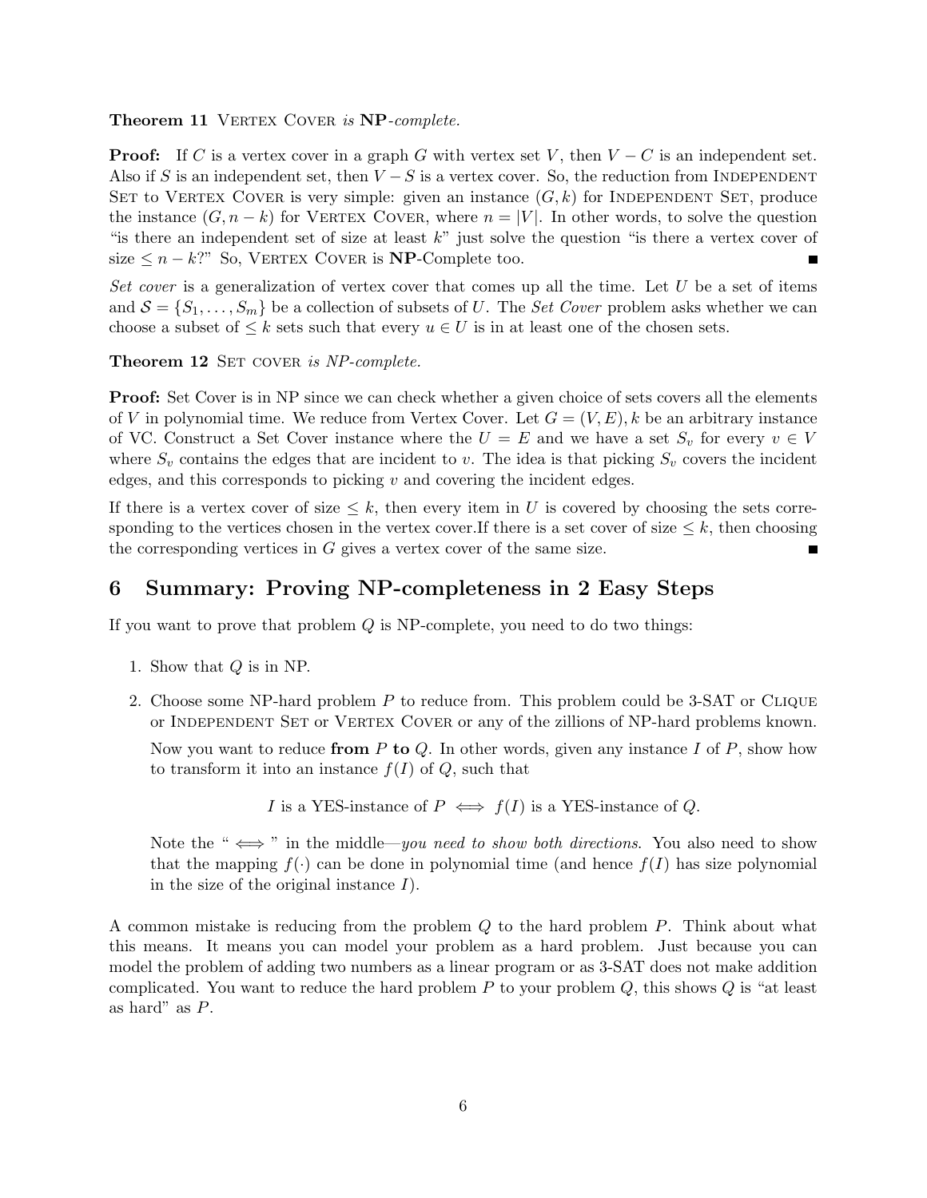**Theorem 11** Vertex Cover *is* **NP**-*complete.*

**Proof:** If $C$ is a vertex cover in a graph $G$ with vertex set $V$, then $V - C$ is an independent set. Also if $S$ is an independent set, then $V - S$ is a vertex cover. So, the reduction from Independent Set to Vertex Cover is very simple: given an instance $(G, k)$ for Independent Set, produce the instance $(G, n - k)$ for Vertex Cover, where $n = |V|$. In other words, to solve the question "is there an independent set of size at least $k$" just solve the question "is there a vertex cover of size $\leq n - k$?" So, Vertex Cover is **NP**-Complete too. ∎

*Set cover* is a generalization of vertex cover that comes up all the time. Let $U$ be a set of items and $\mathcal{S} = \{S_1, \ldots, S_m\}$ be a collection of subsets of $U$. The *Set Cover* problem asks whether we can choose a subset of $\leq k$ sets such that every $u \in U$ is in at least one of the chosen sets.

**Theorem 12** Set cover *is NP-complete.*

**Proof:** Set Cover is in NP since we can check whether a given choice of sets covers all the elements of $V$ in polynomial time. We reduce from Vertex Cover. Let $G = (V, E), k$ be an arbitrary instance of VC. Construct a Set Cover instance where the $U = E$ and we have a set $S_v$ for every $v \in V$ where $S_v$ contains the edges that are incident to $v$. The idea is that picking $S_v$ covers the incident edges, and this corresponds to picking $v$ and covering the incident edges.

If there is a vertex cover of size $\leq k$, then every item in $U$ is covered by choosing the sets corresponding to the vertices chosen in the vertex cover.If there is a set cover of size $\leq k$, then choosing the corresponding vertices in $G$ gives a vertex cover of the same size. ∎

## 6 Summary: Proving NP-completeness in 2 Easy Steps

If you want to prove that problem $Q$ is NP-complete, you need to do two things:

1. Show that $Q$ is in NP.
2. Choose some NP-hard problem $P$ to reduce from. This problem could be 3-SAT or Clique or Independent Set or Vertex Cover or any of the zillions of NP-hard problems known.

   Now you want to reduce **from** $P$ **to** $Q$. In other words, given any instance $I$ of $P$, show how to transform it into an instance $f(I)$ of $Q$, such that

   $$I \text{ is a YES-instance of } P \iff f(I) \text{ is a YES-instance of } Q.$$

   Note the " $\iff$ " in the middle—*you need to show both directions*. You also need to show that the mapping $f(\cdot)$ can be done in polynomial time (and hence $f(I)$ has size polynomial in the size of the original instance $I$).

A common mistake is reducing from the problem $Q$ to the hard problem $P$. Think about what this means. It means you can model your problem as a hard problem. Just because you can model the problem of adding two numbers as a linear program or as 3-SAT does not make addition complicated. You want to reduce the hard problem $P$ to your problem $Q$, this shows $Q$ is "at least as hard" as $P$.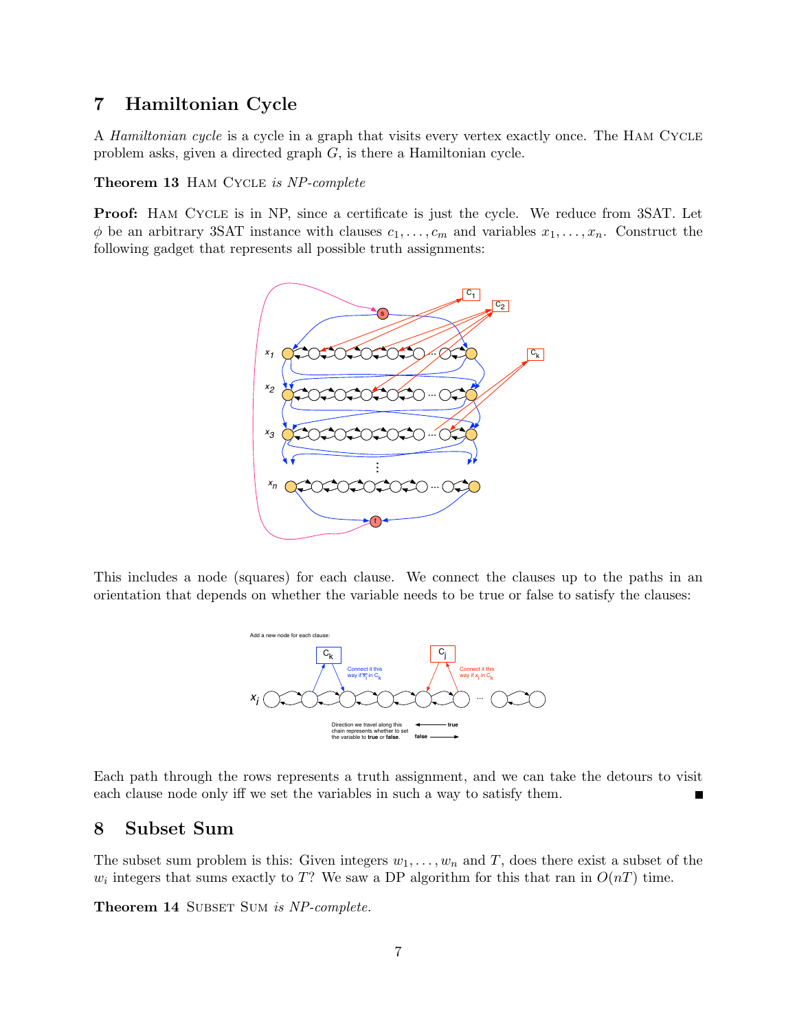## 7 Hamiltonian Cycle

A *Hamiltonian cycle* is a cycle in a graph that visits every vertex exactly once. The HAM CYCLE problem asks, given a directed graph $G$, is there a Hamiltonian cycle.

**Theorem 13** HAM CYCLE *is NP-complete*

**Proof:** HAM CYCLE is in NP, since a certificate is just the cycle. We reduce from 3SAT. Let $\phi$ be an arbitrary 3SAT instance with clauses $c_1, \ldots, c_m$ and variables $x_1, \ldots, x_n$. Construct the following gadget that represents all possible truth assignments:

This includes a node (squares) for each clause. We connect the clauses up to the paths in an orientation that depends on whether the variable needs to be true or false to satisfy the clauses:

Each path through the rows represents a truth assignment, and we can take the detours to visit each clause node only iff we set the variables in such a way to satisfy them. ■

## 8 Subset Sum

The subset sum problem is this: Given integers $w_1, \ldots, w_n$ and $T$, does there exist a subset of the $w_i$ integers that sums exactly to $T$? We saw a DP algorithm for this that ran in $O(nT)$ time.

**Theorem 14** SUBSET SUM *is NP-complete.*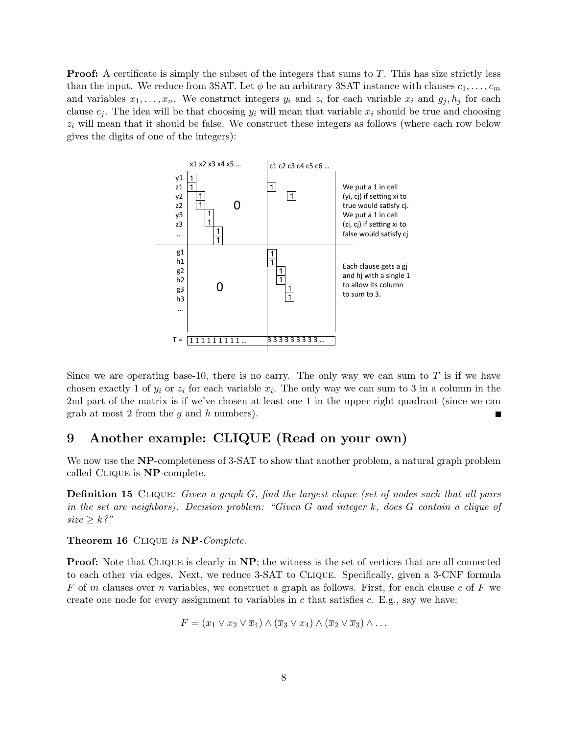**Proof:** A certificate is simply the subset of the integers that sums to $T$. This has size strictly less than the input. We reduce from 3SAT. Let $\phi$ be an arbitrary 3SAT instance with clauses $c_1, \ldots, c_m$ and variables $x_1, \ldots, x_n$. We construct integers $y_i$ and $z_i$ for each variable $x_i$ and $g_j, h_j$ for each clause $c_j$. The idea will be that choosing $y_i$ will mean that variable $x_i$ should be true and choosing $z_i$ will mean that it should be false. We construct these integers as follows (where each row below gives the digits of one of the integers):

|  | x1 | x2 | x3 | x4 | x5 … | c1 | c2 | c3 | c4 | c5 | c6 … |
|---|---|---|---|---|---|---|---|---|---|---|---|
| y1 | 1 | 0 | 0 | 0 | 0 |  |  |  |  |  |  |
| z1 | 1 | 0 | 0 | 0 | 0 | 1 |  |  |  |  |  |
| y2 | 0 | 1 | 0 | 0 | 0 |  |  | 1 |  |  |  |
| z2 | 0 | 1 | 0 | 0 | 0 |  |  |  |  |  |  |
| y3 | 0 | 0 | 1 | 0 | 0 |  |  |  |  |  |  |
| z3 | 0 | 0 | 1 | 0 | 0 |  |  |  |  |  |  |
| … | 0 | 0 | 0 | 1 | 0 |  |  |  |  |  |  |
|  | 0 | 0 | 0 | 1 | 0 |  |  |  |  |  |  |
| g1 | 0 | 0 | 0 | 0 | 0 | 1 |  |  |  |  |  |
| h1 | 0 | 0 | 0 | 0 | 0 | 1 |  |  |  |  |  |
| g2 | 0 | 0 | 0 | 0 | 0 |  | 1 |  |  |  |  |
| h2 | 0 | 0 | 0 | 0 | 0 |  | 1 |  |  |  |  |
| g3 | 0 | 0 | 0 | 0 | 0 |  |  | 1 |  |  |  |
| h3 | 0 | 0 | 0 | 0 | 0 |  |  | 1 |  |  |  |
| … |  |  |  |  |  |  |  |  |  |  |  |
| T = | 1 | 1 | 1 | 1 | 1 … | 3 | 3 | 3 | 3 | 3 | 3 … |

We put a 1 in cell (yi, cj) if setting xi to true would satisfy cj. We put a 1 in cell (zi, cj) if setting xi to false would satisfy cj.

Each clause gets a gj and hj with a single 1 to allow its column to sum to 3.

Since we are operating base-10, there is no carry. The only way we can sum to $T$ is if we have chosen exactly 1 of $y_i$ or $z_i$ for each variable $x_i$. The only way we can sum to 3 in a column in the 2nd part of the matrix is if we've chosen at least one 1 in the upper right quadrant (since we can grab at most 2 from the $g$ and $h$ numbers). ■

## 9 Another example: CLIQUE (Read on your own)

We now use the **NP**-completeness of 3-SAT to show that another problem, a natural graph problem called CLIQUE is **NP**-complete.

**Definition 15** CLIQUE*: Given a graph G, find the largest clique (set of nodes such that all pairs in the set are neighbors). Decision problem: "Given G and integer k, does G contain a clique of size* $\geq k$*?"*

**Theorem 16** CLIQUE *is* **NP**-*Complete.*

**Proof:** Note that CLIQUE is clearly in **NP**; the witness is the set of vertices that are all connected to each other via edges. Next, we reduce 3-SAT to CLIQUE. Specifically, given a 3-CNF formula $F$ of $m$ clauses over $n$ variables, we construct a graph as follows. First, for each clause $c$ of $F$ we create one node for every assignment to variables in $c$ that satisfies $c$. E.g., say we have:

$$F = (x_1 \vee x_2 \vee \overline{x}_4) \wedge (\overline{x}_3 \vee x_4) \wedge (\overline{x}_2 \vee \overline{x}_3) \wedge \ldots$$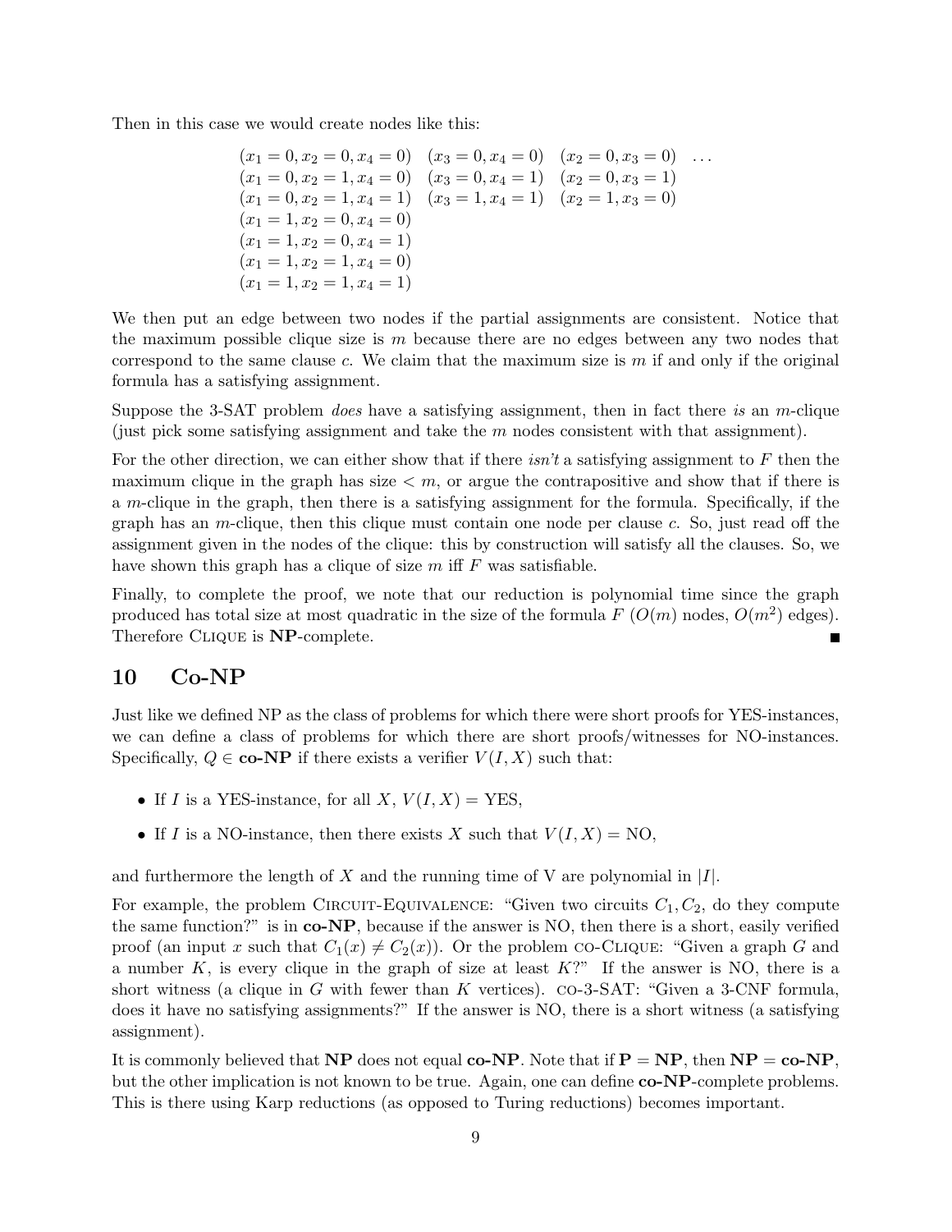Then in this case we would create nodes like this:

$$
\begin{array}{llll}
(x_1 = 0, x_2 = 0, x_4 = 0) & (x_3 = 0, x_4 = 0) & (x_2 = 0, x_3 = 0) & \ldots \\
(x_1 = 0, x_2 = 1, x_4 = 0) & (x_3 = 0, x_4 = 1) & (x_2 = 0, x_3 = 1) & \\
(x_1 = 0, x_2 = 1, x_4 = 1) & (x_3 = 1, x_4 = 1) & (x_2 = 1, x_3 = 0) & \\
(x_1 = 1, x_2 = 0, x_4 = 0) & & & \\
(x_1 = 1, x_2 = 0, x_4 = 1) & & & \\
(x_1 = 1, x_2 = 1, x_4 = 0) & & & \\
(x_1 = 1, x_2 = 1, x_4 = 1) & & &
\end{array}
$$

We then put an edge between two nodes if the partial assignments are consistent. Notice that the maximum possible clique size is $m$ because there are no edges between any two nodes that correspond to the same clause $c$. We claim that the maximum size is $m$ if and only if the original formula has a satisfying assignment.

Suppose the 3-SAT problem *does* have a satisfying assignment, then in fact there *is* an $m$-clique (just pick some satisfying assignment and take the $m$ nodes consistent with that assignment).

For the other direction, we can either show that if there *isn't* a satisfying assignment to $F$ then the maximum clique in the graph has size $< m$, or argue the contrapositive and show that if there is a $m$-clique in the graph, then there is a satisfying assignment for the formula. Specifically, if the graph has an $m$-clique, then this clique must contain one node per clause $c$. So, just read off the assignment given in the nodes of the clique: this by construction will satisfy all the clauses. So, we have shown this graph has a clique of size $m$ iff $F$ was satisfiable.

Finally, to complete the proof, we note that our reduction is polynomial time since the graph produced has total size at most quadratic in the size of the formula $F$ ($O(m)$ nodes, $O(m^2)$ edges). Therefore Clique is **NP**-complete. ■

## 10 Co-NP

Just like we defined NP as the class of problems for which there were short proofs for YES-instances, we can define a class of problems for which there are short proofs/witnesses for NO-instances. Specifically, $Q \in$ **co-NP** if there exists a verifier $V(I, X)$ such that:

- If $I$ is a YES-instance, for all $X$, $V(I, X) =$ YES,
- If $I$ is a NO-instance, then there exists $X$ such that $V(I, X) =$ NO,

and furthermore the length of $X$ and the running time of V are polynomial in $|I|$.

For example, the problem Circuit-Equivalence: "Given two circuits $C_1, C_2$, do they compute the same function?" is in **co-NP**, because if the answer is NO, then there is a short, easily verified proof (an input $x$ such that $C_1(x) \neq C_2(x)$). Or the problem co-Clique: "Given a graph $G$ and a number $K$, is every clique in the graph of size at least $K$?" If the answer is NO, there is a short witness (a clique in $G$ with fewer than $K$ vertices). co-3-SAT: "Given a 3-CNF formula, does it have no satisfying assignments?" If the answer is NO, there is a short witness (a satisfying assignment).

It is commonly believed that **NP** does not equal **co-NP**. Note that if **P** = **NP**, then **NP** = **co-NP**, but the other implication is not known to be true. Again, one can define **co-NP**-complete problems. This is there using Karp reductions (as opposed to Turing reductions) becomes important.